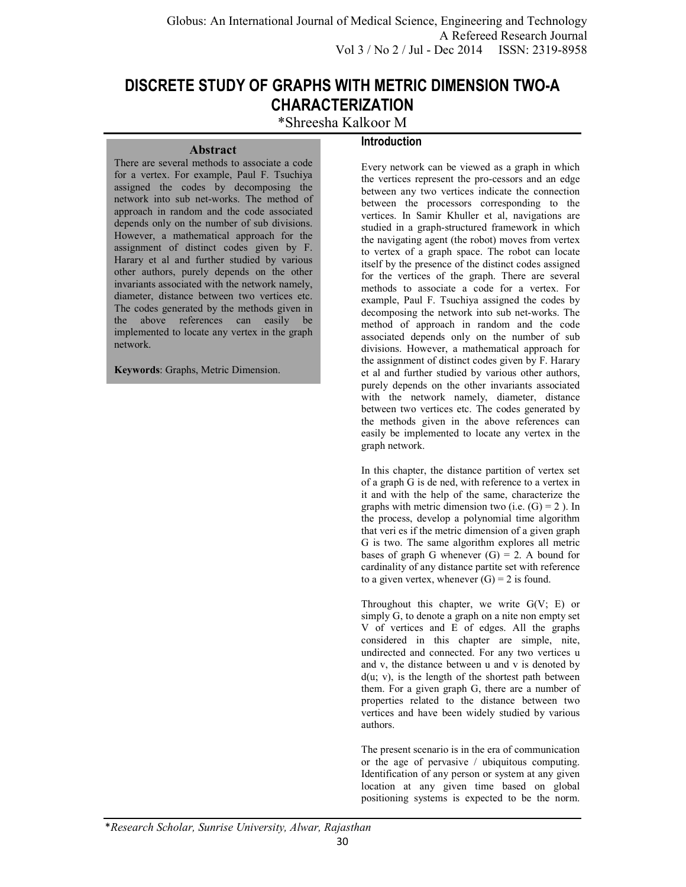# DISCRETE STUDY OF GRAPHS WITH METRIC DIMENSION TWO-A CHARACTERIZATION

*Shreesha Kalkoor M

## Abstract

There are several methods to associate a code for a vertex. For example, Paul F. Tsuchiya assigned the codes by decomposing the network into sub net-works. The method of approach in random and the code associated depends only on the number of sub divisions. However, a mathematical approach for the assignment of distinct codes given by F. Harary et al and further studied by various other authors, purely depends on the other invariants associated with the network namely, diameter, distance between two vertices etc. The codes generated by the methods given in the above references can easily be implemented to locate any vertex in the graph network.

**Keywords**: Graphs, Metric Dimension.

## Introduction

Every network can be viewed as a graph in which the vertices represent the pro-cessors and an edge between any two vertices indicate the connection between the processors corresponding to the vertices. In Samir Khuller et al, navigations are studied in a graph-structured framework in which the navigating agent (the robot) moves from vertex to vertex of a graph space. The robot can locate itself by the presence of the distinct codes assigned for the vertices of the graph. There are several methods to associate a code for a vertex. For example, Paul F. Tsuchiya assigned the codes by decomposing the network into sub net-works. The method of approach in random and the code associated depends only on the number of sub divisions. However, a mathematical approach for the assignment of distinct codes given by F. Harary et al and further studied by various other authors, purely depends on the other invariants associated with the network namely, diameter, distance between two vertices etc. The codes generated by the methods given in the above references can easily be implemented to locate any vertex in the graph network.

In this chapter, the distance partition of vertex set of a graph G is de ned, with reference to a vertex in it and with the help of the same, characterize the graphs with metric dimension two (i.e. (G) = 2 ). In the process, develop a polynomial time algorithm that veri es if the metric dimension of a given graph G is two. The same algorithm explores all metric bases of graph G whenever (G) = 2. A bound for cardinality of any distance partite set with reference to a given vertex, whenever (G) = 2 is found.

Throughout this chapter, we write G(V; E) or simply G, to denote a graph on a nite non empty set V of vertices and E of edges. All the graphs considered in this chapter are simple, nite, undirected and connected. For any two vertices u and v, the distance between u and v is denoted by d(u; v), is the length of the shortest path between them. For a given graph G, there are a number of properties related to the distance between two vertices and have been widely studied by various authors.

The present scenario is in the era of communication or the age of pervasive / ubiquitous computing. Identification of any person or system at any given location at any given time based on global positioning systems is expected to be the norm.

*Research Scholar, Sunrise University, Alwar, Rajasthan*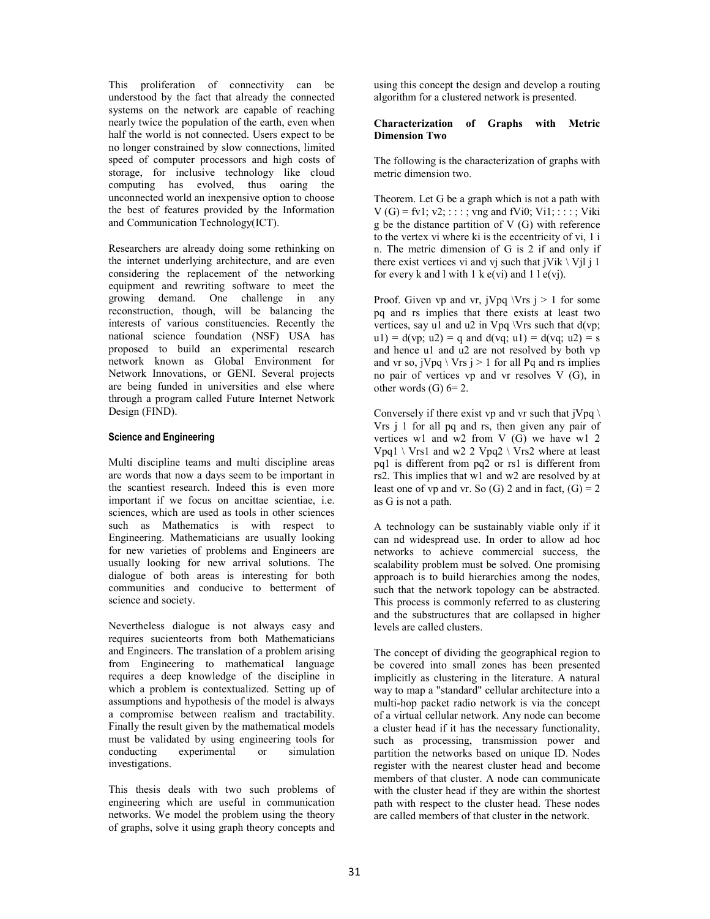This proliferation of connectivity can be understood by the fact that already the connected systems on the network are capable of reaching nearly twice the population of the earth, even when half the world is not connected. Users expect to be no longer constrained by slow connections, limited speed of computer processors and high costs of storage, for inclusive technology like cloud computing has evolved, thus oaring the unconnected world an inexpensive option to choose the best of features provided by the Information and Communication Technology(ICT).

Researchers are already doing some rethinking on the internet underlying architecture, and are even considering the replacement of the networking equipment and rewriting software to meet the growing demand. One challenge in any reconstruction, though, will be balancing the interests of various constituencies. Recently the national science foundation (NSF) USA has proposed to build an experimental research network known as Global Environment for Network Innovations, or GENI. Several projects are being funded in universities and else where through a program called Future Internet Network Design (FIND).

### Science and Engineering

Multi discipline teams and multi discipline areas are words that now a days seem to be important in the scantiest research. Indeed this is even more important if we focus on ancittae scientiae, i.e. sciences, which are used as tools in other sciences such as Mathematics is with respect to Engineering. Mathematicians are usually looking for new varieties of problems and Engineers are usually looking for new arrival solutions. The dialogue of both areas is interesting for both communities and conducive to betterment of science and society.

Nevertheless dialogue is not always easy and requires sucienteorts from both Mathematicians and Engineers. The translation of a problem arising from Engineering to mathematical language requires a deep knowledge of the discipline in which a problem is contextualized. Setting up of assumptions and hypothesis of the model is always a compromise between realism and tractability. Finally the result given by the mathematical models must be validated by using engineering tools for conducting experimental or simulation investigations.

This thesis deals with two such problems of engineering which are useful in communication networks. We model the problem using the theory of graphs, solve it using graph theory concepts and using this concept the design and develop a routing algorithm for a clustered network is presented.

### Characterization of Graphs with Metric Dimension Two

The following is the characterization of graphs with metric dimension two.

Theorem. Let G be a graph which is not a path with $V(G) = \{v_1; v_2; \ldots; v_n\}$ and $\{V_{i0}; V_{i1}; \ldots; V_{ik_i}\}$ be the distance partition of V (G) with reference to the vertex $v_i$ where $k_i$ is the eccentricity of $v_i$, $1 \leq i \leq n$. The metric dimension of G is 2 if and only if there exist vertices $v_i$ and $v_j$ such that $|V_{ik} \cap V_{jl}| \leq 1$ for every k and l with $1 \leq k \leq e(v_i)$ and $1 \leq l \leq e(v_j)$.

Proof. Given $v_p$ and $v_r$, $|V_{pq} \cap V_{rs}| > 1$ for some pq and rs implies that there exists at least two vertices, say $u_1$ and $u_2$ in $V_{pq} \cap V_{rs}$ such that $d(v_p; u_1) = d(v_p; u_2) = q$ and $d(v_q; u_1) = d(v_q; u_2) = s$ and hence $u_1$ and $u_2$ are not resolved by both $v_p$ and $v_r$ so, $|V_{pq} \cap V_{rs}| > 1$ for all Pq and rs implies no pair of vertices $v_p$ and $v_r$ resolves V (G), in other words $\beta(G) \neq 2$.

Conversely if there exist $v_p$ and $v_r$ such that $|V_{pq} \cap V_{rs}| \leq 1$ for all pq and rs, then given any pair of vertices $w_1$ and $w_2$ from V (G) we have $w_1 \in V_{pq1} \cap V_{rs1}$ and $w_2 \in V_{pq2} \cap V_{rs2}$ where at least pq1 is different from pq2 or rs1 is different from rs2. This implies that $w_1$ and $w_2$ are resolved by at least one of $v_p$ and $v_r$. So $\beta(G) \leq 2$ and in fact, $\beta(G) = 2$ as G is not a path.

A technology can be sustainably viable only if it can nd widespread use. In order to allow ad hoc networks to achieve commercial success, the scalability problem must be solved. One promising approach is to build hierarchies among the nodes, such that the network topology can be abstracted. This process is commonly referred to as clustering and the substructures that are collapsed in higher levels are called clusters.

The concept of dividing the geographical region to be covered into small zones has been presented implicitly as clustering in the literature. A natural way to map a "standard" cellular architecture into a multi-hop packet radio network is via the concept of a virtual cellular network. Any node can become a cluster head if it has the necessary functionality, such as processing, transmission power and partition the networks based on unique ID. Nodes register with the nearest cluster head and become members of that cluster. A node can communicate with the cluster head if they are within the shortest path with respect to the cluster head. These nodes are called members of that cluster in the network.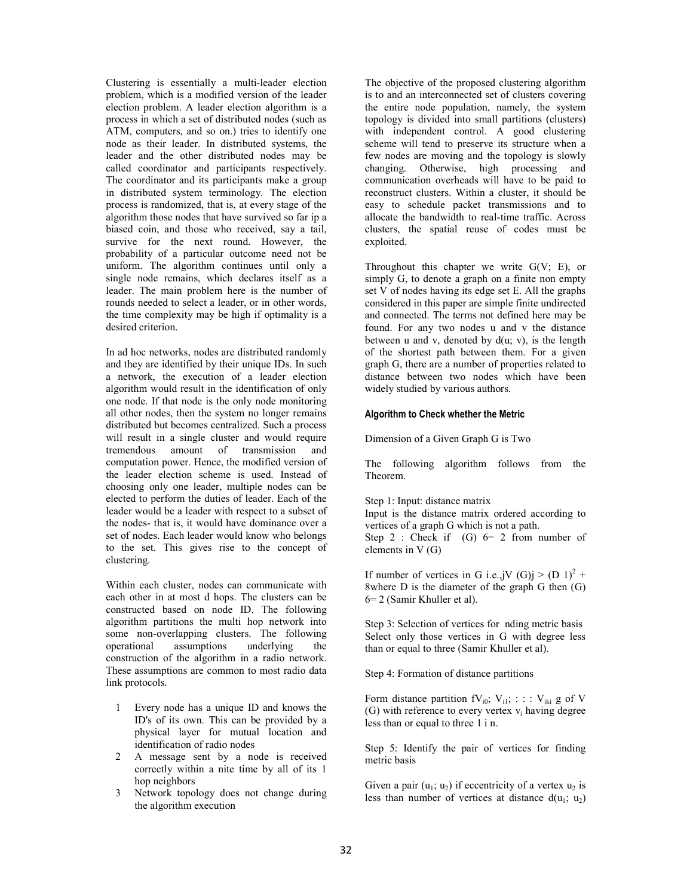Clustering is essentially a multi-leader election problem, which is a modified version of the leader election problem. A leader election algorithm is a process in which a set of distributed nodes (such as ATM, computers, and so on.) tries to identify one node as their leader. In distributed systems, the leader and the other distributed nodes may be called coordinator and participants respectively. The coordinator and its participants make a group in distributed system terminology. The election process is randomized, that is, at every stage of the algorithm those nodes that have survived so far ip a biased coin, and those who received, say a tail, survive for the next round. However, the probability of a particular outcome need not be uniform. The algorithm continues until only a single node remains, which declares itself as a leader. The main problem here is the number of rounds needed to select a leader, or in other words, the time complexity may be high if optimality is a desired criterion.

In ad hoc networks, nodes are distributed randomly and they are identified by their unique IDs. In such a network, the execution of a leader election algorithm would result in the identification of only one node. If that node is the only node monitoring all other nodes, then the system no longer remains distributed but becomes centralized. Such a process will result in a single cluster and would require tremendous amount of transmission and computation power. Hence, the modified version of the leader election scheme is used. Instead of choosing only one leader, multiple nodes can be elected to perform the duties of leader. Each of the leader would be a leader with respect to a subset of the nodes- that is, it would have dominance over a set of nodes. Each leader would know who belongs to the set. This gives rise to the concept of clustering.

Within each cluster, nodes can communicate with each other in at most d hops. The clusters can be constructed based on node ID. The following algorithm partitions the multi hop network into some non-overlapping clusters. The following operational assumptions underlying the construction of the algorithm in a radio network. These assumptions are common to most radio data link protocols.

1. Every node has a unique ID and knows the ID's of its own. This can be provided by a physical layer for mutual location and identification of radio nodes
2. A message sent by a node is received correctly within a nite time by all of its 1 hop neighbors
3. Network topology does not change during the algorithm execution

The objective of the proposed clustering algorithm is to and an interconnected set of clusters covering the entire node population, namely, the system topology is divided into small partitions (clusters) with independent control. A good clustering scheme will tend to preserve its structure when a few nodes are moving and the topology is slowly changing. Otherwise, high processing and communication overheads will have to be paid to reconstruct clusters. Within a cluster, it should be easy to schedule packet transmissions and to allocate the bandwidth to real-time traffic. Across clusters, the spatial reuse of codes must be exploited.

Throughout this chapter we write G(V; E), or simply G, to denote a graph on a finite non empty set V of nodes having its edge set E. All the graphs considered in this paper are simple finite undirected and connected. The terms not defined here may be found. For any two nodes u and v the distance between u and v, denoted by d(u; v), is the length of the shortest path between them. For a given graph G, there are a number of properties related to distance between two nodes which have been widely studied by various authors.

#### Algorithm to Check whether the Metric

Dimension of a Given Graph G is Two

The following algorithm follows from the Theorem.

Step 1: Input: distance matrix
Input is the distance matrix ordered according to vertices of a graph G which is not a path.
Step 2 : Check if (G) 6= 2 from number of elements in V (G)

If number of vertices in G i.e.,jV (G)j > $(D\ 1)^2$ + 8where D is the diameter of the graph G then (G) 6= 2 (Samir Khuller et al).

Step 3: Selection of vertices for nding metric basis
Select only those vertices in G with degree less than or equal to three (Samir Khuller et al).

Step 4: Formation of distance partitions

Form distance partition f$V_{i0}$; $V_{i1}$; : : : $V_{iki}$ g of V (G) with reference to every vertex $v_i$ having degree less than or equal to three 1 i n.

Step 5: Identify the pair of vertices for finding metric basis

Given a pair ($u_1$; $u_2$) if eccentricity of a vertex $u_2$ is less than number of vertices at distance d($u_1$; $u_2$)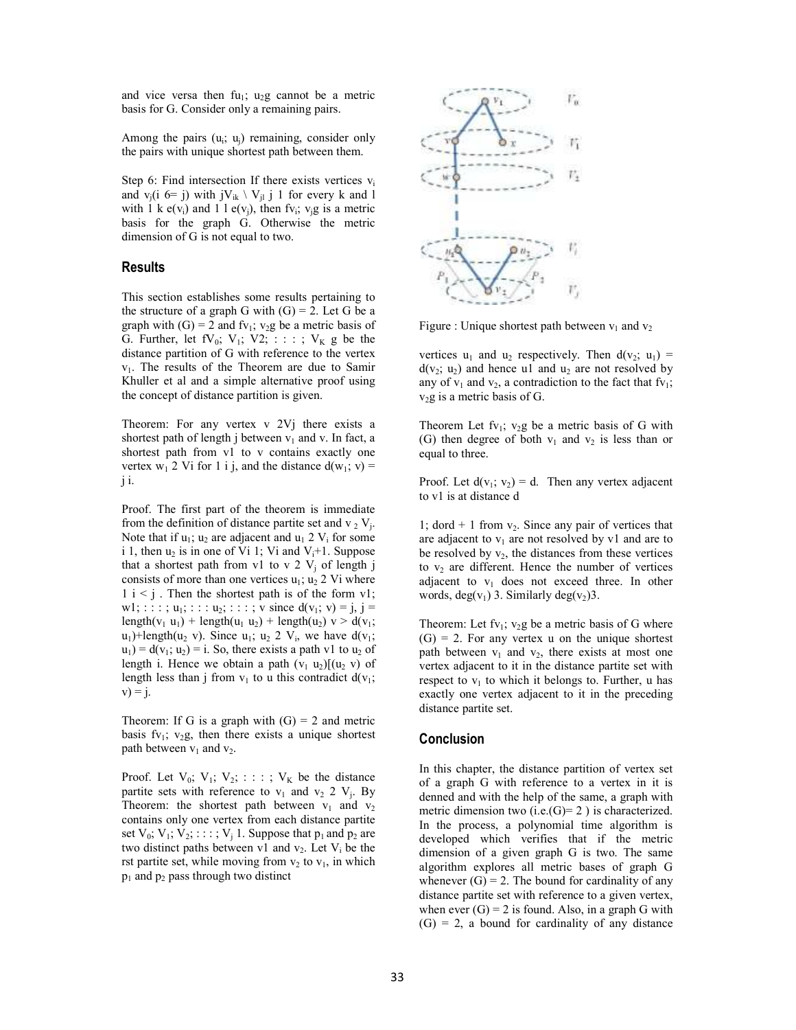and vice versa then $\{u_1; u_2\}$ cannot be a metric basis for G. Consider only a remaining pairs.

Among the pairs $(u_i; u_j)$ remaining, consider only the pairs with unique shortest path between them.

Step 6: Find intersection If there exists vertices $v_i$ and $v_j (i \neq j)$ with $|V_{ik} \cap V_{jl}| \leq 1$ for every k and l with $1 \leq k \leq e(v_i)$ and $1 \leq l \leq e(v_j)$, then $\{v_i; v_j\}$ is a metric basis for the graph G. Otherwise the metric dimension of G is not equal to two.

## Results

This section establishes some results pertaining to the structure of a graph G with $\beta(G) = 2$. Let G be a graph with $\beta(G) = 2$ and $\{v_1; v_2\}$ be a metric basis of G. Further, let $\{V_0; V_1; V_2; : : : ; V_K\}$ be the distance partition of G with reference to the vertex $v_1$. The results of the Theorem are due to Samir Khuller et al and a simple alternative proof using the concept of distance partition is given.

Theorem: For any vertex $v \in V_j$ there exists a shortest path of length j between $v_1$ and v. In fact, a shortest path from v1 to v contains exactly one vertex $w_1 \in V_i$ for $1 \leq i \leq j$, and the distance $d(w_1; v) = j - i$.

Proof. The first part of the theorem is immediate from the definition of distance partite set and $v \in V_j$. Note that if $u_1; u_2$ are adjacent and $u_1 \in V_i$ for some $i \geq 1$, then $u_2$ is in one of $V_{i-1}$; $V_i$ and $V_{i+1}$. Suppose that a shortest path from v1 to $v \in V_j$ of length j consists of more than one vertices $u_1; u_2 \in V_i$ where $1 \leq i < j$. Then the shortest path is of the form v1; w1; : : : ; $u_1$; : : : $u_2$; : : : ; v since $d(v_1; v) = j$, $j = \text{length}(v_1\ u_1) + \text{length}(u_1\ u_2) + \text{length}(u_2)\ v > d(v_1; u_1) + \text{length}(u_2\ v)$. Since $u_1; u_2 \in V_i$, we have $d(v_1; u_1) = d(v_1; u_2) = i$. So, there exists a path v1 to $u_2$ of length i. Hence we obtain a path $(v_1\ u_2) \cup (u_2\ v)$ of length less than j from $v_1$ to u this contradict $d(v_1; v) = j$.

Theorem: If G is a graph with $\beta(G) = 2$ and metric basis $\{v_1; v_2\}$, then there exists a unique shortest path between $v_1$ and $v_2$.

Proof. Let $V_0; V_1; V_2; : : : ; V_K$ be the distance partite sets with reference to $v_1$ and $v_2 \in V_j$. By Theorem: the shortest path between $v_1$ and $v_2$ contains only one vertex from each distance partite set $V_0; V_1; V_2; : : : ; V_{j-1}$. Suppose that $p_1$ and $p_2$ are two distinct paths between v1 and $v_2$. Let $V_i$ be the rst partite set, while moving from $v_2$ to $v_1$, in which $p_1$ and $p_2$ pass through two distinct

Figure : Unique shortest path between $v_1$ and $v_2$

vertices $u_1$ and $u_2$ respectively. Then $d(v_2; u_1) = d(v_2; u_2)$ and hence u1 and $u_2$ are not resolved by any of $v_1$ and $v_2$, a contradiction to the fact that $\{v_1; v_2\}$ is a metric basis of G.

Theorem Let $\{v_1; v_2\}$ be a metric basis of G with $\beta(G)$ then degree of both $v_1$ and $v_2$ is less than or equal to three.

Proof. Let $d(v_1; v_2) = d$. Then any vertex adjacent to v1 is at distance $d - 1$; $d$ or $d + 1$ from $v_2$. Since any pair of vertices that are adjacent to $v_1$ are not resolved by v1 and are to be resolved by $v_2$, the distances from these vertices to $v_2$ are different. Hence the number of vertices adjacent to $v_1$ does not exceed three. In other words, $\deg(v_1) \leq 3$. Similarly $\deg(v_2) \leq 3$.

Theorem: Let $\{v_1; v_2\}$ be a metric basis of G where $\beta(G) = 2$. For any vertex u on the unique shortest path between $v_1$ and $v_2$, there exists at most one vertex adjacent to it in the distance partite set with respect to $v_1$ to which it belongs to. Further, u has exactly one vertex adjacent to it in the preceding distance partite set.

## Conclusion

In this chapter, the distance partition of vertex set of a graph G with reference to a vertex in it is denned and with the help of the same, a graph with metric dimension two (i.e.$\beta(G) = 2$ ) is characterized. In the process, a polynomial time algorithm is developed which verifies that if the metric dimension of a given graph G is two. The same algorithm explores all metric bases of graph G whenever $\beta(G) = 2$. The bound for cardinality of any distance partite set with reference to a given vertex, when ever $\beta(G) = 2$ is found. Also, in a graph G with $\beta(G) = 2$, a bound for cardinality of any distance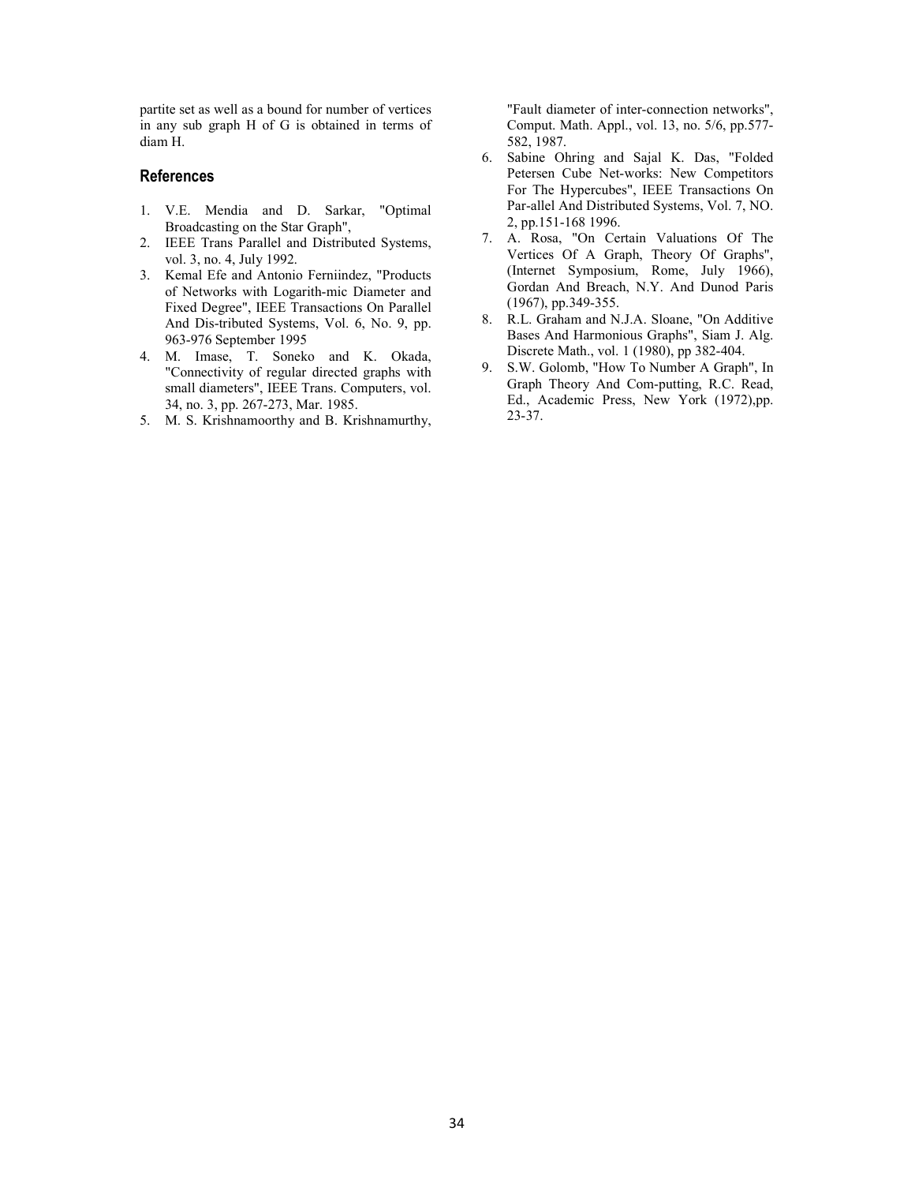partite set as well as a bound for number of vertices in any sub graph H of G is obtained in terms of diam H.

## References

1. V.E. Mendia and D. Sarkar, "Optimal Broadcasting on the Star Graph",
2. IEEE Trans Parallel and Distributed Systems, vol. 3, no. 4, July 1992.
3. Kemal Efe and Antonio Ferniindez, "Products of Networks with Logarith-mic Diameter and Fixed Degree", IEEE Transactions On Parallel And Dis-tributed Systems, Vol. 6, No. 9, pp. 963-976 September 1995
4. M. Imase, T. Soneko and K. Okada, "Connectivity of regular directed graphs with small diameters", IEEE Trans. Computers, vol. 34, no. 3, pp. 267-273, Mar. 1985.
5. M. S. Krishnamoorthy and B. Krishnamurthy, "Fault diameter of inter-connection networks", Comput. Math. Appl., vol. 13, no. 5/6, pp.577-582, 1987.
6. Sabine Ohring and Sajal K. Das, "Folded Petersen Cube Net-works: New Competitors For The Hypercubes", IEEE Transactions On Par-allel And Distributed Systems, Vol. 7, NO. 2, pp.151-168 1996.
7. A. Rosa, "On Certain Valuations Of The Vertices Of A Graph, Theory Of Graphs", (Internet Symposium, Rome, July 1966), Gordan And Breach, N.Y. And Dunod Paris (1967), pp.349-355.
8. R.L. Graham and N.J.A. Sloane, "On Additive Bases And Harmonious Graphs", Siam J. Alg. Discrete Math., vol. 1 (1980), pp 382-404.
9. S.W. Golomb, "How To Number A Graph", In Graph Theory And Com-putting, R.C. Read, Ed., Academic Press, New York (1972),pp. 23-37.